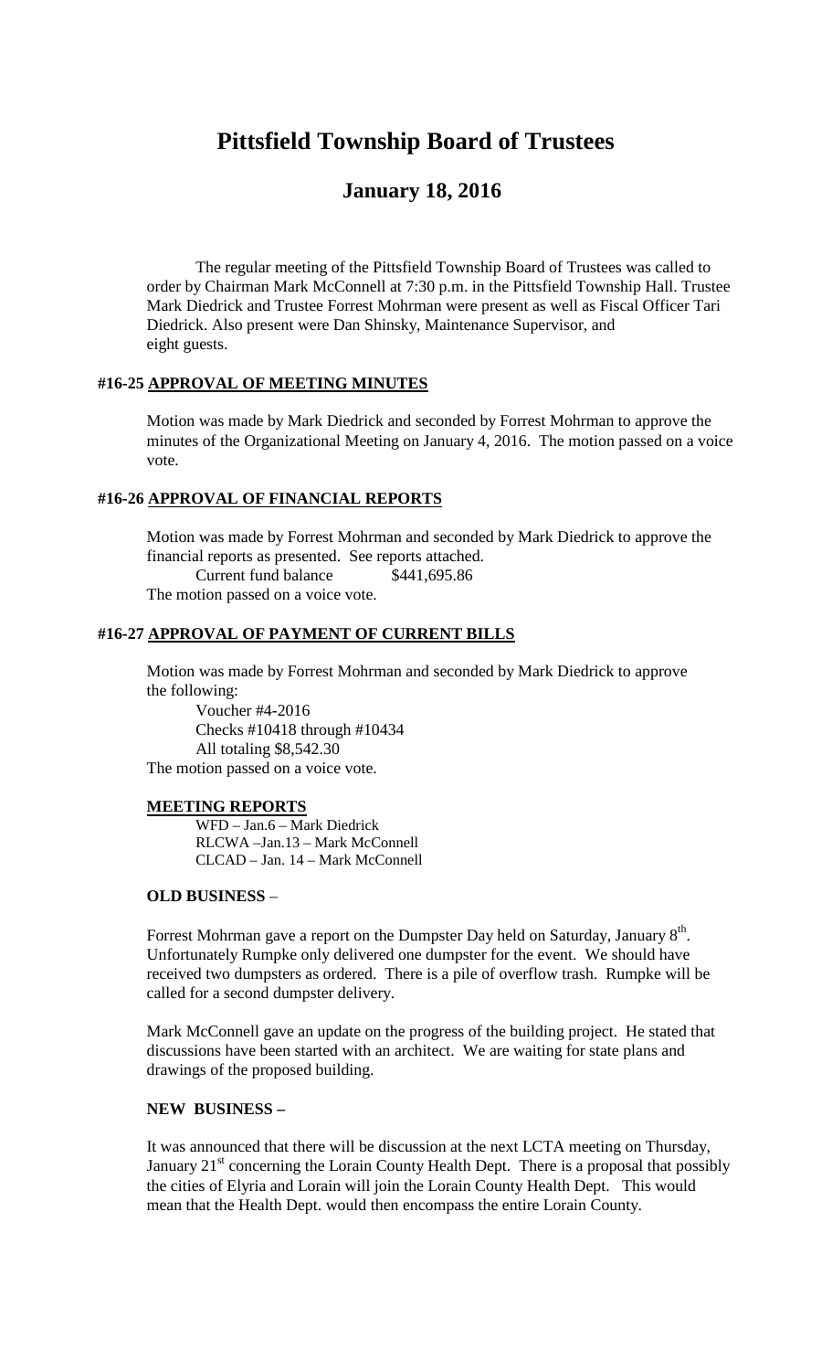# Pittsfield Township Board of Trustees

## January 18, 2016

The regular meeting of the Pittsfield Township Board of Trustees was called to order by Chairman Mark McConnell at 7:30 p.m. in the Pittsfield Township Hall. Trustee Mark Diedrick and Trustee Forrest Mohrman were present as well as Fiscal Officer Tari Diedrick. Also present were Dan Shinsky, Maintenance Supervisor, and eight guests.

### #16-25 APPROVAL OF MEETING MINUTES

Motion was made by Mark Diedrick and seconded by Forrest Mohrman to approve the minutes of the Organizational Meeting on January 4, 2016. The motion passed on a voice vote.

### #16-26 APPROVAL OF FINANCIAL REPORTS

Motion was made by Forrest Mohrman and seconded by Mark Diedrick to approve the financial reports as presented. See reports attached.

Current fund balance $441,695.86

The motion passed on a voice vote.

### #16-27 APPROVAL OF PAYMENT OF CURRENT BILLS

Motion was made by Forrest Mohrman and seconded by Mark Diedrick to approve the following:

Voucher #4-2016
Checks #10418 through #10434
All totaling $8,542.30

The motion passed on a voice vote.

### MEETING REPORTS

WFD – Jan.6 – Mark Diedrick
RLCWA –Jan.13 – Mark McConnell
CLCAD – Jan. 14 – Mark McConnell

### OLD BUSINESS –

Forrest Mohrman gave a report on the Dumpster Day held on Saturday, January 8th. Unfortunately Rumpke only delivered one dumpster for the event. We should have received two dumpsters as ordered. There is a pile of overflow trash. Rumpke will be called for a second dumpster delivery.

Mark McConnell gave an update on the progress of the building project. He stated that discussions have been started with an architect. We are waiting for state plans and drawings of the proposed building.

### NEW BUSINESS –

It was announced that there will be discussion at the next LCTA meeting on Thursday, January 21st concerning the Lorain County Health Dept. There is a proposal that possibly the cities of Elyria and Lorain will join the Lorain County Health Dept. This would mean that the Health Dept. would then encompass the entire Lorain County.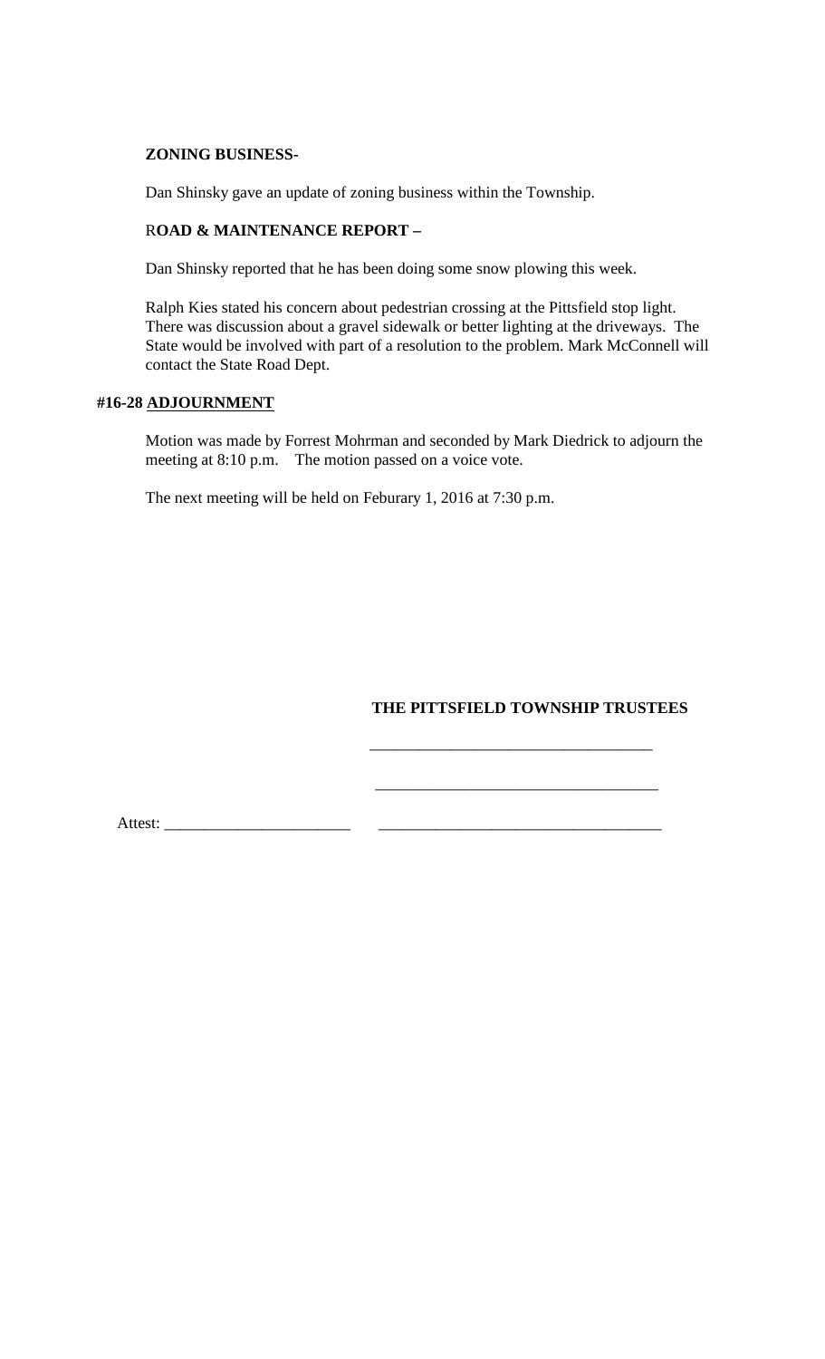**ZONING BUSINESS-**

Dan Shinsky gave an update of zoning business within the Township.

R**OAD & MAINTENANCE REPORT –**

Dan Shinsky reported that he has been doing some snow plowing this week.

Ralph Kies stated his concern about pedestrian crossing at the Pittsfield stop light. There was discussion about a gravel sidewalk or better lighting at the driveways. The State would be involved with part of a resolution to the problem. Mark McConnell will contact the State Road Dept.

**#16-28 ADJOURNMENT**

Motion was made by Forrest Mohrman and seconded by Mark Diedrick to adjourn the meeting at 8:10 p.m. The motion passed on a voice vote.

The next meeting will be held on Feburary 1, 2016 at 7:30 p.m.

**THE PITTSFIELD TOWNSHIP TRUSTEES**

___________________________________

___________________________________

Attest: _______________________ ___________________________________